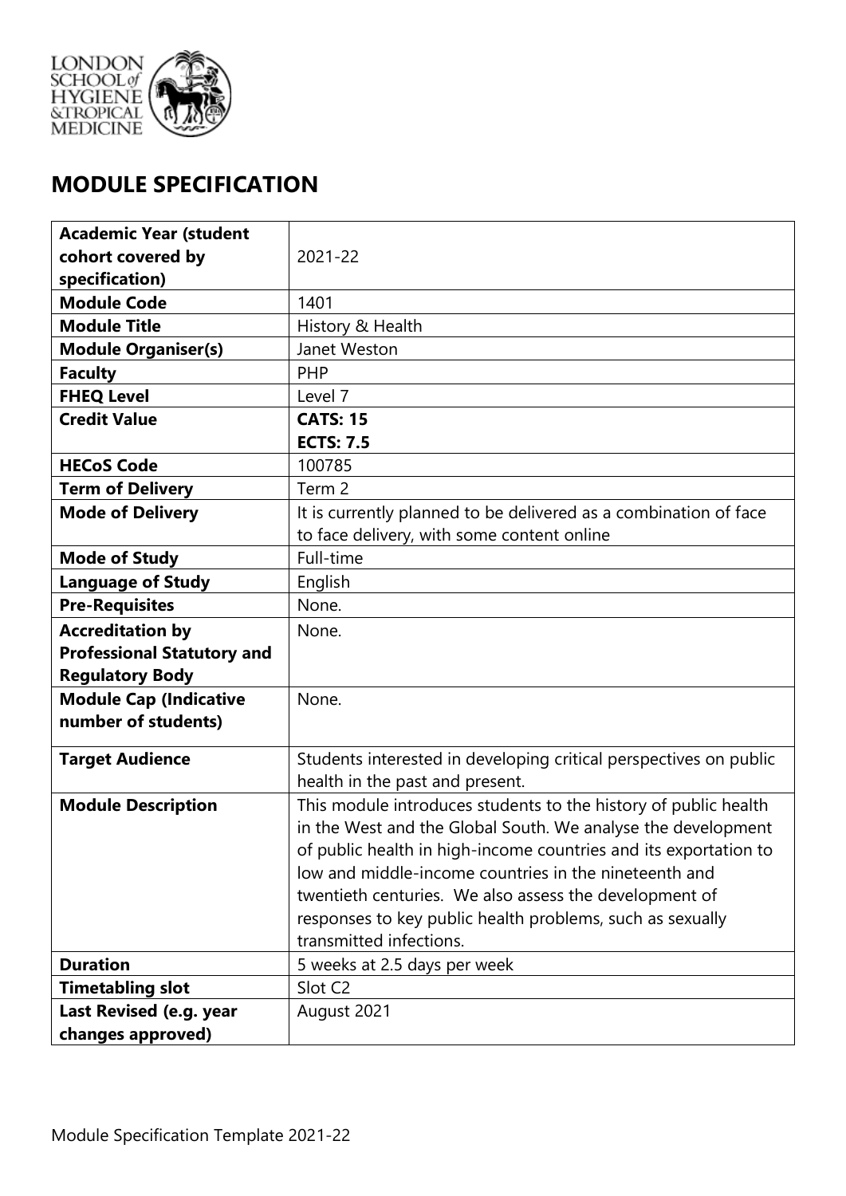# MODULE SPECIFICATION

| | |
|---|---|
| **Academic Year (student cohort covered by specification)** | 2021-22 |
| **Module Code** | 1401 |
| **Module Title** | History & Health |
| **Module Organiser(s)** | Janet Weston |
| **Faculty** | PHP |
| **FHEQ Level** | Level 7 |
| **Credit Value** | **CATS: 15**<br>**ECTS: 7.5** |
| **HECoS Code** | 100785 |
| **Term of Delivery** | Term 2 |
| **Mode of Delivery** | It is currently planned to be delivered as a combination of face to face delivery, with some content online |
| **Mode of Study** | Full-time |
| **Language of Study** | English |
| **Pre-Requisites** | None. |
| **Accreditation by Professional Statutory and Regulatory Body** | None. |
| **Module Cap (Indicative number of students)** | None. |
| **Target Audience** | Students interested in developing critical perspectives on public health in the past and present. |
| **Module Description** | This module introduces students to the history of public health in the West and the Global South. We analyse the development of public health in high-income countries and its exportation to low and middle-income countries in the nineteenth and twentieth centuries. We also assess the development of responses to key public health problems, such as sexually transmitted infections. |
| **Duration** | 5 weeks at 2.5 days per week |
| **Timetabling slot** | Slot C2 |
| **Last Revised (e.g. year changes approved)** | August 2021 |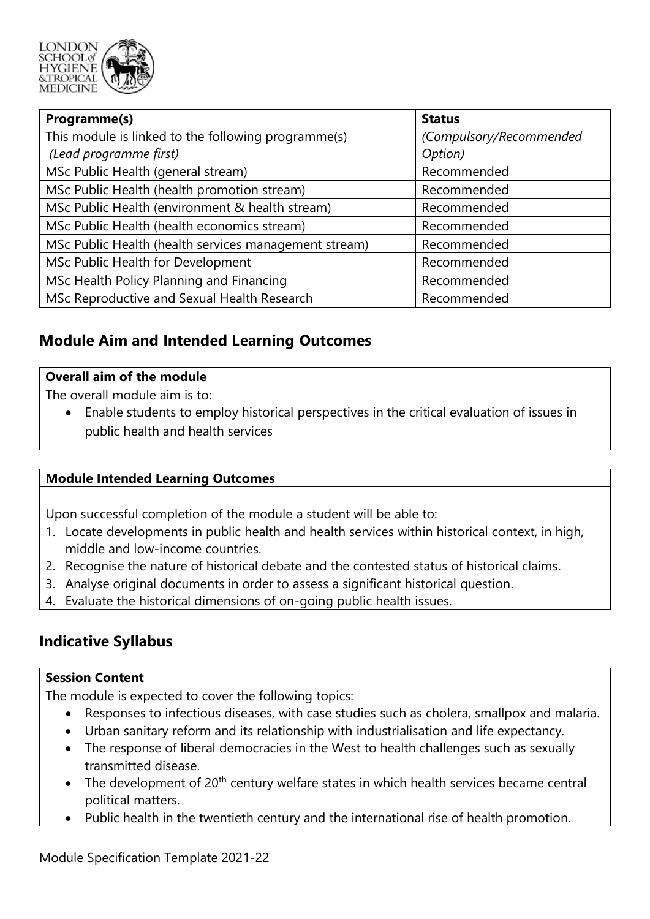| **Programme(s)**<br>This module is linked to the following programme(s)<br>*(Lead programme first)* | **Status**<br>*(Compulsory/Recommended Option)* |
|---|---|
| MSc Public Health (general stream) | Recommended |
| MSc Public Health (health promotion stream) | Recommended |
| MSc Public Health (environment & health stream) | Recommended |
| MSc Public Health (health economics stream) | Recommended |
| MSc Public Health (health services management stream) | Recommended |
| MSc Public Health for Development | Recommended |
| MSc Health Policy Planning and Financing | Recommended |
| MSc Reproductive and Sexual Health Research | Recommended |

## Module Aim and Intended Learning Outcomes

**Overall aim of the module**

The overall module aim is to:

- Enable students to employ historical perspectives in the critical evaluation of issues in public health and health services

**Module Intended Learning Outcomes**

Upon successful completion of the module a student will be able to:

1. Locate developments in public health and health services within historical context, in high, middle and low-income countries.
2. Recognise the nature of historical debate and the contested status of historical claims.
3. Analyse original documents in order to assess a significant historical question.
4. Evaluate the historical dimensions of on-going public health issues.

## Indicative Syllabus

**Session Content**

The module is expected to cover the following topics:

- Responses to infectious diseases, with case studies such as cholera, smallpox and malaria.
- Urban sanitary reform and its relationship with industrialisation and life expectancy.
- The response of liberal democracies in the West to health challenges such as sexually transmitted disease.
- The development of 20th century welfare states in which health services became central political matters.
- Public health in the twentieth century and the international rise of health promotion.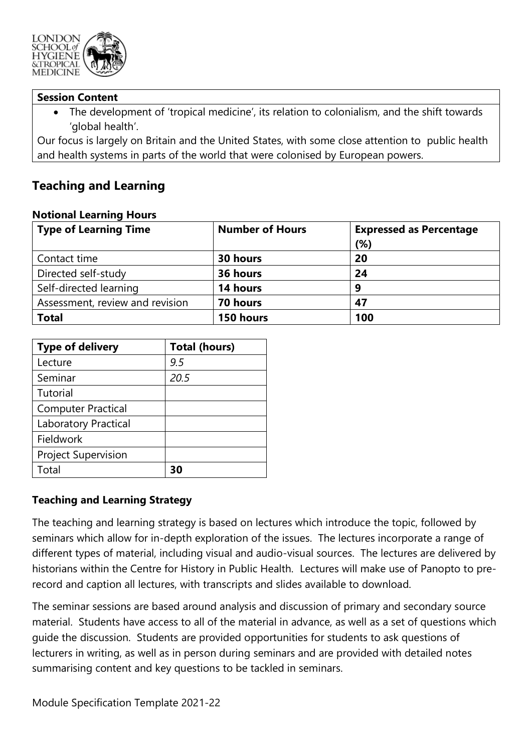| **Session Content** |
| --- |
| • The development of 'tropical medicine', its relation to colonialism, and the shift towards 'global health'.<br>Our focus is largely on Britain and the United States, with some close attention to public health and health systems in parts of the world that were colonised by European powers. |

## Teaching and Learning

### Notional Learning Hours

| Type of Learning Time | Number of Hours | Expressed as Percentage (%) |
| --- | --- | --- |
| Contact time | **30 hours** | **20** |
| Directed self-study | **36 hours** | **24** |
| Self-directed learning | **14 hours** | **9** |
| Assessment, review and revision | **70 hours** | **47** |
| **Total** | **150 hours** | **100** |

| Type of delivery | Total (hours) |
| --- | --- |
| Lecture | *9.5* |
| Seminar | *20.5* |
| Tutorial | |
| Computer Practical | |
| Laboratory Practical | |
| Fieldwork | |
| Project Supervision | |
| Total | **30** |

### Teaching and Learning Strategy

The teaching and learning strategy is based on lectures which introduce the topic, followed by seminars which allow for in-depth exploration of the issues. The lectures incorporate a range of different types of material, including visual and audio-visual sources. The lectures are delivered by historians within the Centre for History in Public Health. Lectures will make use of Panopto to pre-record and caption all lectures, with transcripts and slides available to download.

The seminar sessions are based around analysis and discussion of primary and secondary source material. Students have access to all of the material in advance, as well as a set of questions which guide the discussion. Students are provided opportunities for students to ask questions of lecturers in writing, as well as in person during seminars and are provided with detailed notes summarising content and key questions to be tackled in seminars.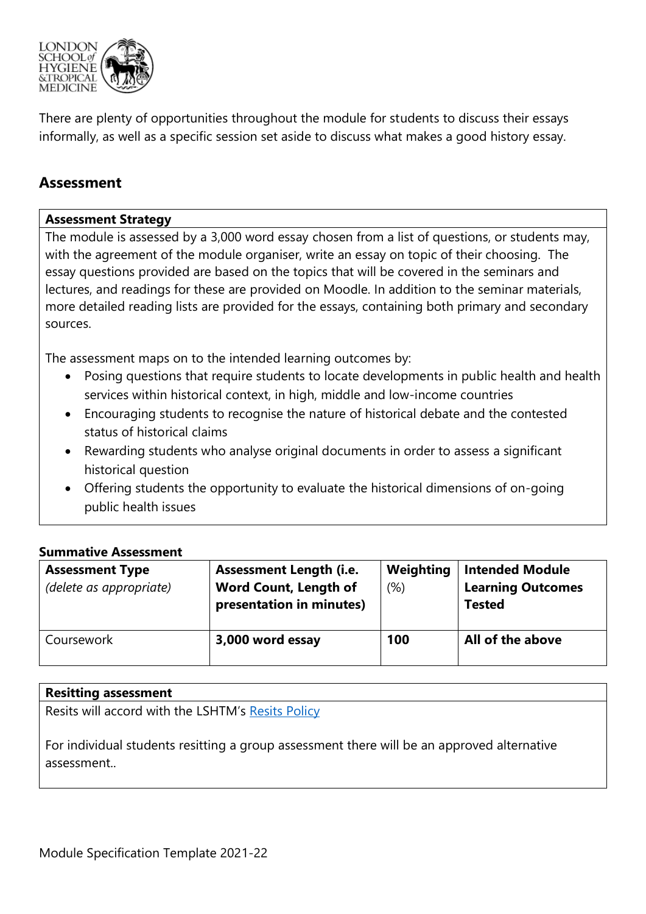There are plenty of opportunities throughout the module for students to discuss their essays informally, as well as a specific session set aside to discuss what makes a good history essay.

## Assessment

| **Assessment Strategy** |
| --- |
| The module is assessed by a 3,000 word essay chosen from a list of questions, or students may, with the agreement of the module organiser, write an essay on topic of their choosing. The essay questions provided are based on the topics that will be covered in the seminars and lectures, and readings for these are provided on Moodle. In addition to the seminar materials, more detailed reading lists are provided for the essays, containing both primary and secondary sources.<br><br>The assessment maps on to the intended learning outcomes by:<br>• Posing questions that require students to locate developments in public health and health services within historical context, in high, middle and low-income countries<br>• Encouraging students to recognise the nature of historical debate and the contested status of historical claims<br>• Rewarding students who analyse original documents in order to assess a significant historical question<br>• Offering students the opportunity to evaluate the historical dimensions of on-going public health issues |

**Summative Assessment**

| **Assessment Type** *(delete as appropriate)* | **Assessment Length (i.e. Word Count, Length of presentation in minutes)** | **Weighting** (%) | **Intended Module Learning Outcomes Tested** |
| --- | --- | --- | --- |
| Coursework | **3,000 word essay** | **100** | **All of the above** |

| **Resitting assessment** |
| --- |
| Resits will accord with the LSHTM's [Resits Policy]<br><br>For individual students resitting a group assessment there will be an approved alternative assessment.. |

Module Specification Template 2021-22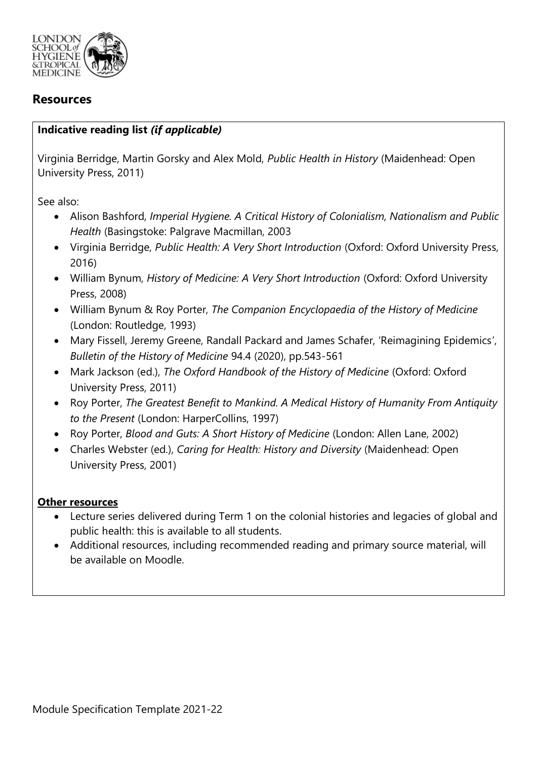## Resources

**Indicative reading list *(if applicable)***

Virginia Berridge, Martin Gorsky and Alex Mold, *Public Health in History* (Maidenhead: Open University Press, 2011)

See also:

- Alison Bashford, *Imperial Hygiene. A Critical History of Colonialism, Nationalism and Public Health* (Basingstoke: Palgrave Macmillan, 2003
- Virginia Berridge, *Public Health: A Very Short Introduction* (Oxford: Oxford University Press, 2016)
- William Bynum, *History of Medicine: A Very Short Introduction* (Oxford: Oxford University Press, 2008)
- William Bynum & Roy Porter, *The Companion Encyclopaedia of the History of Medicine* (London: Routledge, 1993)
- Mary Fissell, Jeremy Greene, Randall Packard and James Schafer, 'Reimagining Epidemics', *Bulletin of the History of Medicine* 94.4 (2020), pp.543-561
- Mark Jackson (ed.), *The Oxford Handbook of the History of Medicine* (Oxford: Oxford University Press, 2011)
- Roy Porter, *The Greatest Benefit to Mankind. A Medical History of Humanity From Antiquity to the Present* (London: HarperCollins, 1997)
- Roy Porter, *Blood and Guts: A Short History of Medicine* (London: Allen Lane, 2002)
- Charles Webster (ed.), *Caring for Health: History and Diversity* (Maidenhead: Open University Press, 2001)

**Other resources**

- Lecture series delivered during Term 1 on the colonial histories and legacies of global and public health: this is available to all students.
- Additional resources, including recommended reading and primary source material, will be available on Moodle.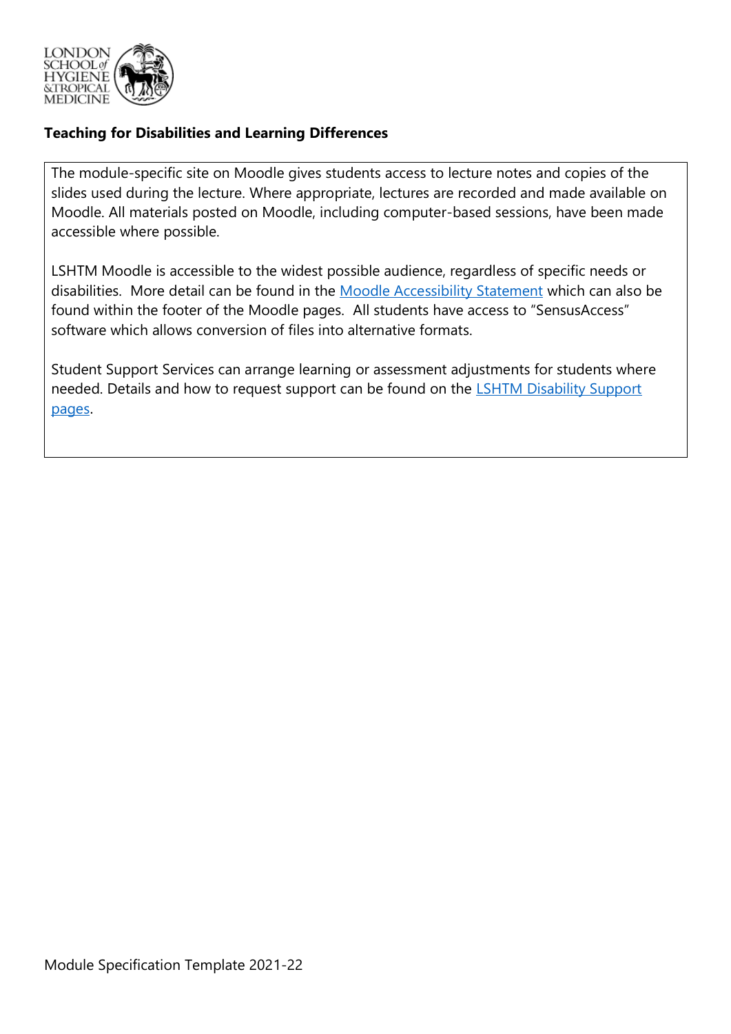**Teaching for Disabilities and Learning Differences**

The module-specific site on Moodle gives students access to lecture notes and copies of the slides used during the lecture. Where appropriate, lectures are recorded and made available on Moodle. All materials posted on Moodle, including computer-based sessions, have been made accessible where possible.

LSHTM Moodle is accessible to the widest possible audience, regardless of specific needs or disabilities. More detail can be found in the Moodle Accessibility Statement which can also be found within the footer of the Moodle pages. All students have access to "SensusAccess" software which allows conversion of files into alternative formats.

Student Support Services can arrange learning or assessment adjustments for students where needed. Details and how to request support can be found on the LSHTM Disability Support pages.

Module Specification Template 2021-22